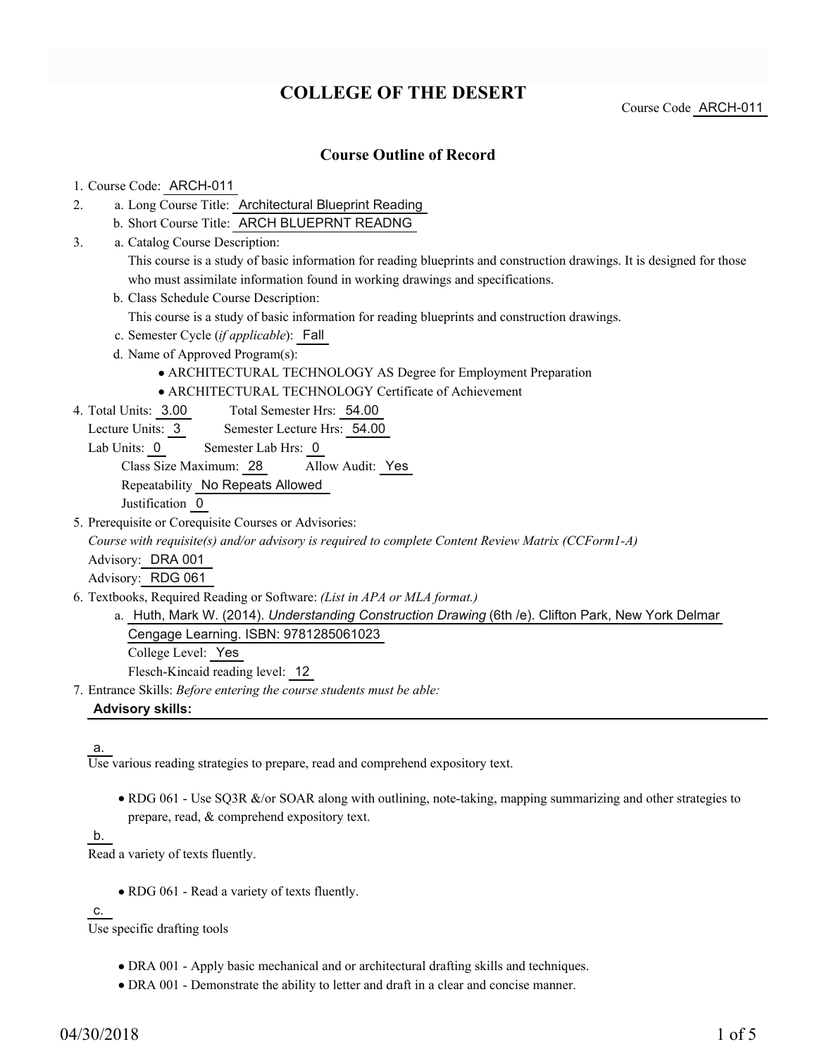# COLLEGE OF THE DESERT

Course Code ARCH-011

## Course Outline of Record

1. Course Code: ARCH-011
2. a. Long Course Title: Architectural Blueprint Reading
   b. Short Course Title: ARCH BLUEPRNT READNG
3. a. Catalog Course Description:
   This course is a study of basic information for reading blueprints and construction drawings. It is designed for those who must assimilate information found in working drawings and specifications.
   b. Class Schedule Course Description:
   This course is a study of basic information for reading blueprints and construction drawings.
   c. Semester Cycle (*if applicable*): Fall
   d. Name of Approved Program(s):
      - ARCHITECTURAL TECHNOLOGY AS Degree for Employment Preparation
      - ARCHITECTURAL TECHNOLOGY Certificate of Achievement
4. Total Units: 3.00 Total Semester Hrs: 54.00
   Lecture Units: 3 Semester Lecture Hrs: 54.00
   Lab Units: 0 Semester Lab Hrs: 0
   Class Size Maximum: 28 Allow Audit: Yes
   Repeatability No Repeats Allowed
   Justification 0
5. Prerequisite or Corequisite Courses or Advisories:
   *Course with requisite(s) and/or advisory is required to complete Content Review Matrix (CCForm1-A)*
   Advisory: DRA 001
   Advisory: RDG 061
6. Textbooks, Required Reading or Software: *(List in APA or MLA format.)*
   a. Huth, Mark W. (2014). *Understanding Construction Drawing* (6th /e). Clifton Park, New York Delmar Cengage Learning. ISBN: 9781285061023
   College Level: Yes
   Flesch-Kincaid reading level: 12
7. Entrance Skills: *Before entering the course students must be able:*

**Advisory skills:**

a.
Use various reading strategies to prepare, read and comprehend expository text.

- RDG 061 - Use SQ3R &/or SOAR along with outlining, note-taking, mapping summarizing and other strategies to prepare, read, & comprehend expository text.

b.
Read a variety of texts fluently.

- RDG 061 - Read a variety of texts fluently.

c.
Use specific drafting tools

- DRA 001 - Apply basic mechanical and or architectural drafting skills and techniques.
- DRA 001 - Demonstrate the ability to letter and draft in a clear and concise manner.

04/30/2018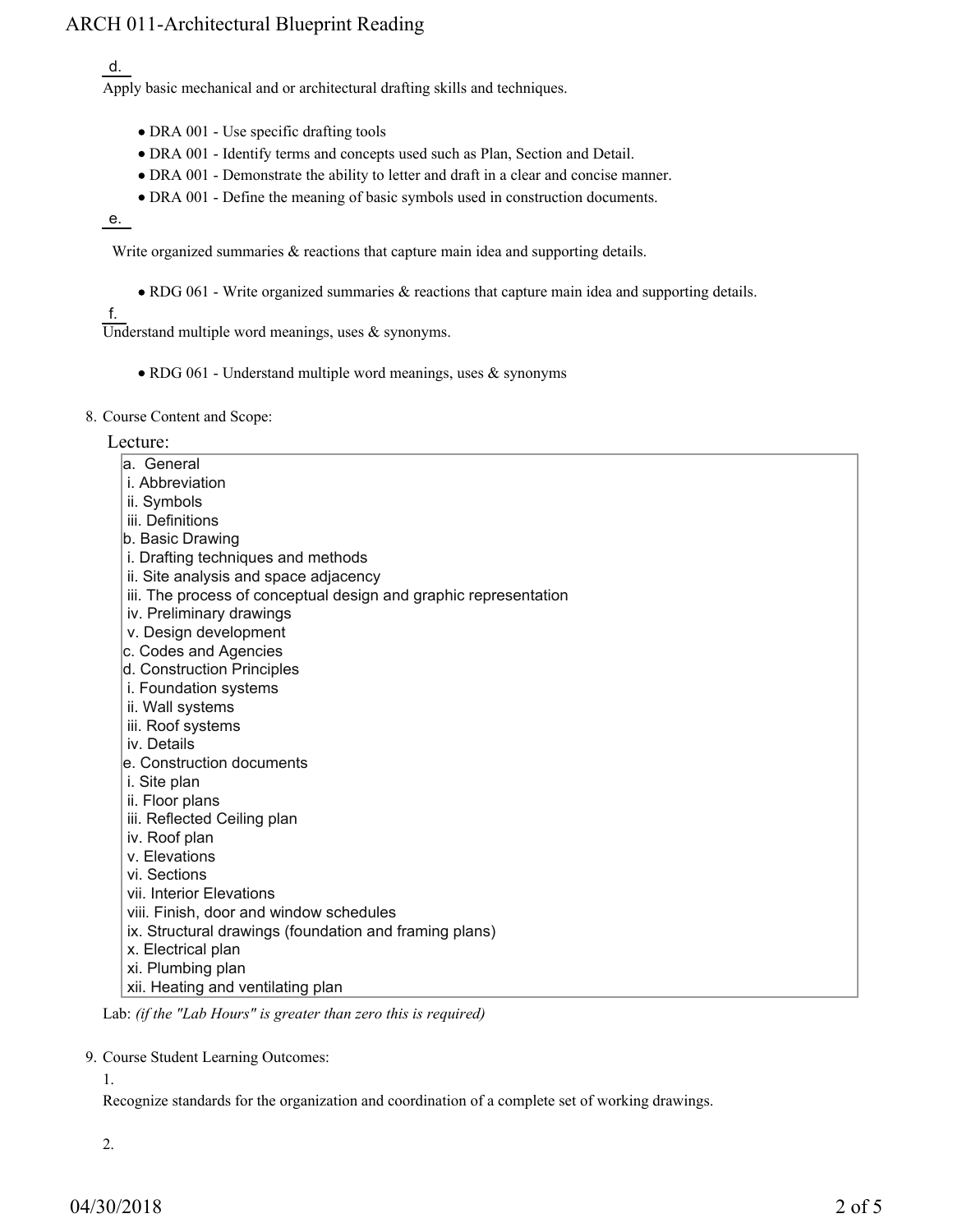d.

Apply basic mechanical and or architectural drafting skills and techniques.

- DRA 001 - Use specific drafting tools
- DRA 001 - Identify terms and concepts used such as Plan, Section and Detail.
- DRA 001 - Demonstrate the ability to letter and draft in a clear and concise manner.
- DRA 001 - Define the meaning of basic symbols used in construction documents.

e.

Write organized summaries & reactions that capture main idea and supporting details.

- RDG 061 - Write organized summaries & reactions that capture main idea and supporting details.

f.

Understand multiple word meanings, uses & synonyms.

- RDG 061 - Understand multiple word meanings, uses & synonyms

8. Course Content and Scope:

Lecture:

a. General
 i. Abbreviation
 ii. Symbols
 iii. Definitions
b. Basic Drawing
 i. Drafting techniques and methods
 ii. Site analysis and space adjacency
 iii. The process of conceptual design and graphic representation
 iv. Preliminary drawings
 v. Design development
c. Codes and Agencies
d. Construction Principles
 i. Foundation systems
 ii. Wall systems
 iii. Roof systems
 iv. Details
e. Construction documents
 i. Site plan
 ii. Floor plans
 iii. Reflected Ceiling plan
 iv. Roof plan
 v. Elevations
 vi. Sections
 vii. Interior Elevations
 viii. Finish, door and window schedules
 ix. Structural drawings (foundation and framing plans)
 x. Electrical plan
 xi. Plumbing plan
 xii. Heating and ventilating plan

Lab: *(if the "Lab Hours" is greater than zero this is required)*

9. Course Student Learning Outcomes:

1.

Recognize standards for the organization and coordination of a complete set of working drawings.

2.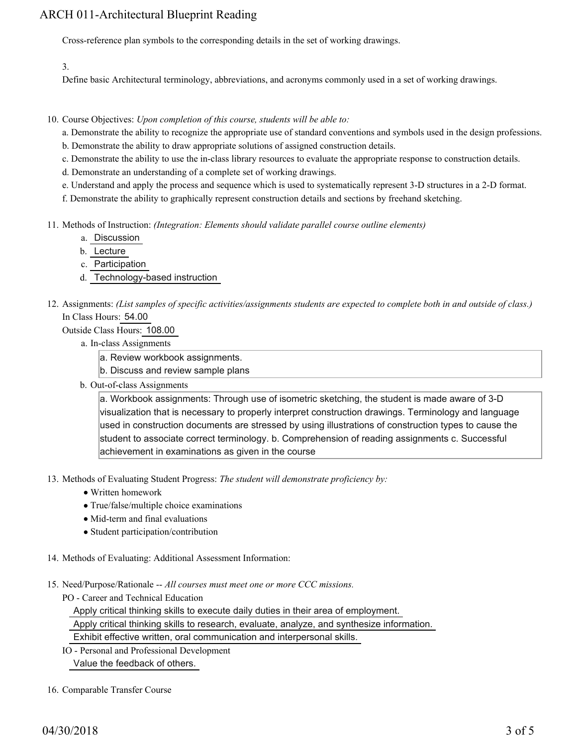Cross-reference plan symbols to the corresponding details in the set of working drawings.

3.
Define basic Architectural terminology, abbreviations, and acronyms commonly used in a set of working drawings.

10. Course Objectives: *Upon completion of this course, students will be able to:*
    a. Demonstrate the ability to recognize the appropriate use of standard conventions and symbols used in the design professions.
    b. Demonstrate the ability to draw appropriate solutions of assigned construction details.
    c. Demonstrate the ability to use the in-class library resources to evaluate the appropriate response to construction details.
    d. Demonstrate an understanding of a complete set of working drawings.
    e. Understand and apply the process and sequence which is used to systematically represent 3-D structures in a 2-D format.
    f. Demonstrate the ability to graphically represent construction details and sections by freehand sketching.

11. Methods of Instruction: *(Integration: Elements should validate parallel course outline elements)*
    a. Discussion
    b. Lecture
    c. Participation
    d. Technology-based instruction

12. Assignments: *(List samples of specific activities/assignments students are expected to complete both in and outside of class.)*
    In Class Hours: 54.00
    Outside Class Hours: 108.00
    a. In-class Assignments
       a. Review workbook assignments.
       b. Discuss and review sample plans
    b. Out-of-class Assignments
       a. Workbook assignments: Through use of isometric sketching, the student is made aware of 3-D visualization that is necessary to properly interpret construction drawings. Terminology and language used in construction documents are stressed by using illustrations of construction types to cause the student to associate correct terminology. b. Comprehension of reading assignments c. Successful achievement in examinations as given in the course

13. Methods of Evaluating Student Progress: *The student will demonstrate proficiency by:*
    - Written homework
    - True/false/multiple choice examinations
    - Mid-term and final evaluations
    - Student participation/contribution

14. Methods of Evaluating: Additional Assessment Information:

15. Need/Purpose/Rationale -- *All courses must meet one or more CCC missions.*
    PO - Career and Technical Education
    Apply critical thinking skills to execute daily duties in their area of employment.
    Apply critical thinking skills to research, evaluate, analyze, and synthesize information.
    Exhibit effective written, oral communication and interpersonal skills.
    IO - Personal and Professional Development
    Value the feedback of others.

16. Comparable Transfer Course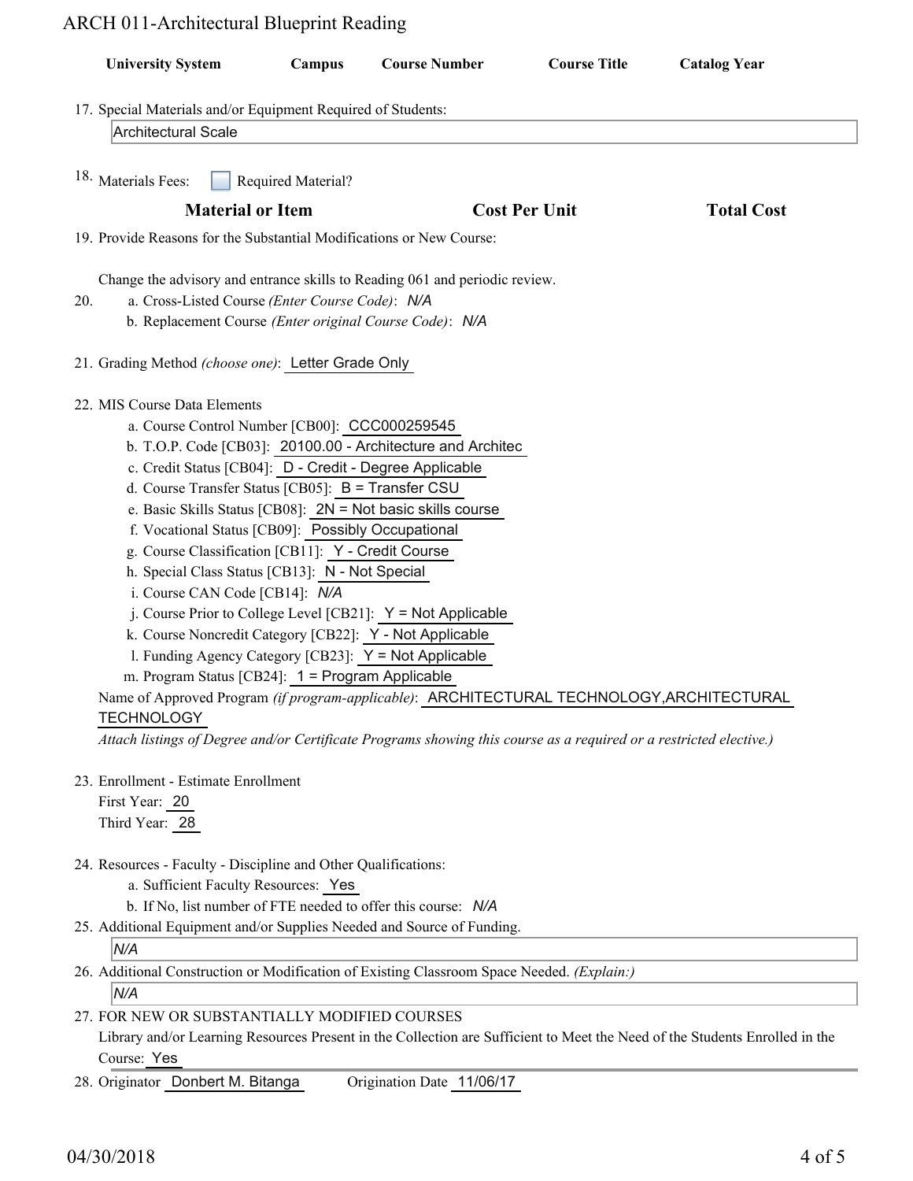# ARCH 011-Architectural Blueprint Reading

| University System | Campus | Course Number | Course Title | Catalog Year |
| --- | --- | --- | --- | --- |

17. Special Materials and/or Equipment Required of Students:

   Architectural Scale

18. Materials Fees: ☐ Required Material?

| Material or Item | Cost Per Unit | Total Cost |
| --- | --- | --- |

19. Provide Reasons for the Substantial Modifications or New Course:

   Change the advisory and entrance skills to Reading 061 and periodic review.

20. a. Cross-Listed Course *(Enter Course Code)*: *N/A*

   b. Replacement Course *(Enter original Course Code)*: *N/A*

21. Grading Method *(choose one)*: Letter Grade Only

22. MIS Course Data Elements
   - a. Course Control Number [CB00]: CCC000259545
   - b. T.O.P. Code [CB03]: 20100.00 - Architecture and Architec
   - c. Credit Status [CB04]: D - Credit - Degree Applicable
   - d. Course Transfer Status [CB05]: B = Transfer CSU
   - e. Basic Skills Status [CB08]: 2N = Not basic skills course
   - f. Vocational Status [CB09]: Possibly Occupational
   - g. Course Classification [CB11]: Y - Credit Course
   - h. Special Class Status [CB13]: N - Not Special
   - i. Course CAN Code [CB14]: *N/A*
   - j. Course Prior to College Level [CB21]: Y = Not Applicable
   - k. Course Noncredit Category [CB22]: Y - Not Applicable
   - l. Funding Agency Category [CB23]: Y = Not Applicable
   - m. Program Status [CB24]: 1 = Program Applicable

   Name of Approved Program *(if program-applicable)*: ARCHITECTURAL TECHNOLOGY,ARCHITECTURAL TECHNOLOGY

   *Attach listings of Degree and/or Certificate Programs showing this course as a required or a restricted elective.)*

23. Enrollment - Estimate Enrollment

   First Year: 20

   Third Year: 28

24. Resources - Faculty - Discipline and Other Qualifications:
   - a. Sufficient Faculty Resources: Yes
   - b. If No, list number of FTE needed to offer this course: *N/A*

25. Additional Equipment and/or Supplies Needed and Source of Funding.

   *N/A*

26. Additional Construction or Modification of Existing Classroom Space Needed. *(Explain:)*

   *N/A*

27. FOR NEW OR SUBSTANTIALLY MODIFIED COURSES

   Library and/or Learning Resources Present in the Collection are Sufficient to Meet the Need of the Students Enrolled in the Course: Yes

28. Originator Donbert M. Bitanga Origination Date 11/06/17